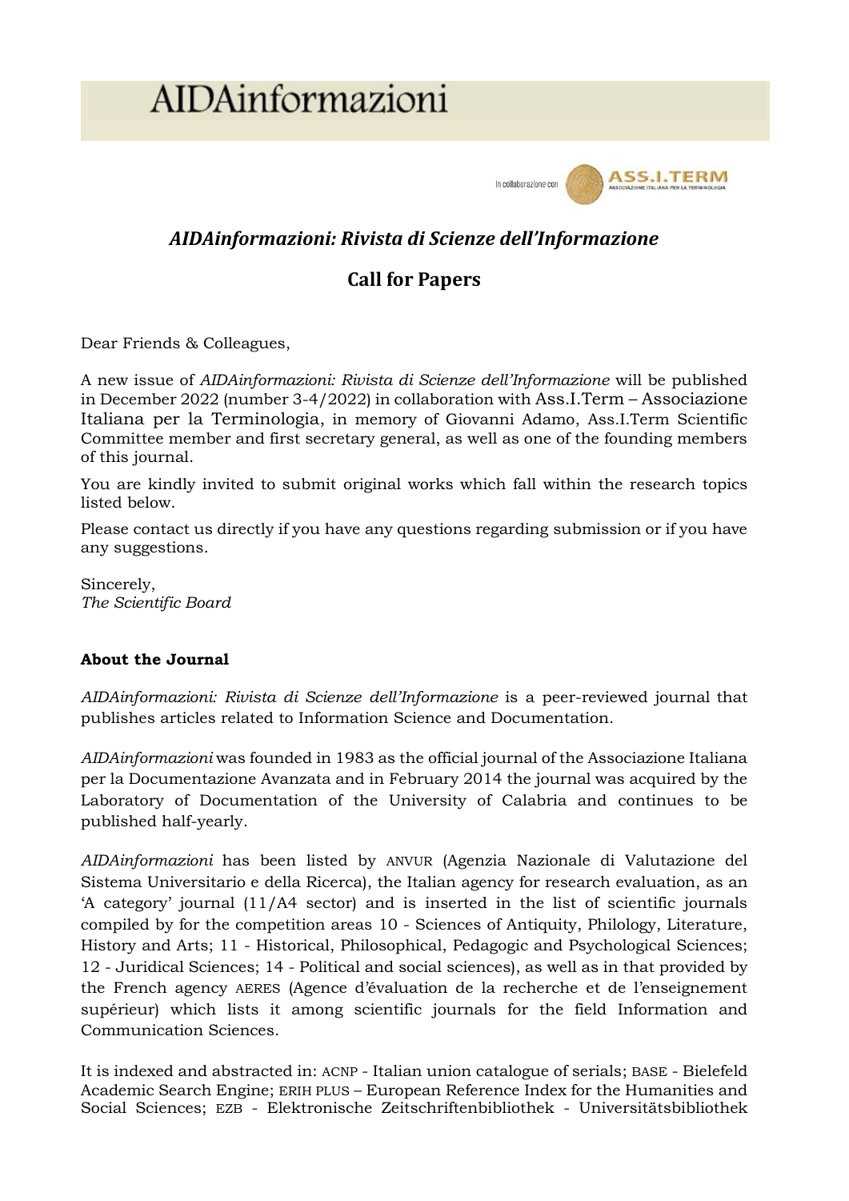# AIDAinformazioni

In collaborazione con ASS.I.TERM ASSOCIAZIONE ITALIANA PER LA TERMINOLOGIA

## *AIDAinformazioni: Rivista di Scienze dell'Informazione*

## Call for Papers

Dear Friends & Colleagues,

A new issue of *AIDAinformazioni: Rivista di Scienze dell'Informazione* will be published in December 2022 (number 3-4/2022) in collaboration with Ass.I.Term – Associazione Italiana per la Terminologia, in memory of Giovanni Adamo, Ass.I.Term Scientific Committee member and first secretary general, as well as one of the founding members of this journal.

You are kindly invited to submit original works which fall within the research topics listed below.

Please contact us directly if you have any questions regarding submission or if you have any suggestions.

Sincerely,
*The Scientific Board*

**About the Journal**

*AIDAinformazioni: Rivista di Scienze dell'Informazione* is a peer-reviewed journal that publishes articles related to Information Science and Documentation.

*AIDAinformazioni* was founded in 1983 as the official journal of the Associazione Italiana per la Documentazione Avanzata and in February 2014 the journal was acquired by the Laboratory of Documentation of the University of Calabria and continues to be published half-yearly.

*AIDAinformazioni* has been listed by ANVUR (Agenzia Nazionale di Valutazione del Sistema Universitario e della Ricerca), the Italian agency for research evaluation, as an 'A category' journal (11/A4 sector) and is inserted in the list of scientific journals compiled by for the competition areas 10 - Sciences of Antiquity, Philology, Literature, History and Arts; 11 - Historical, Philosophical, Pedagogic and Psychological Sciences; 12 - Juridical Sciences; 14 - Political and social sciences), as well as in that provided by the French agency AERES (Agence d'évaluation de la recherche et de l'enseignement supérieur) which lists it among scientific journals for the field Information and Communication Sciences.

It is indexed and abstracted in: ACNP - Italian union catalogue of serials; BASE - Bielefeld Academic Search Engine; ERIH PLUS – European Reference Index for the Humanities and Social Sciences; EZB - Elektronische Zeitschriftenbibliothek - Universitätsbibliothek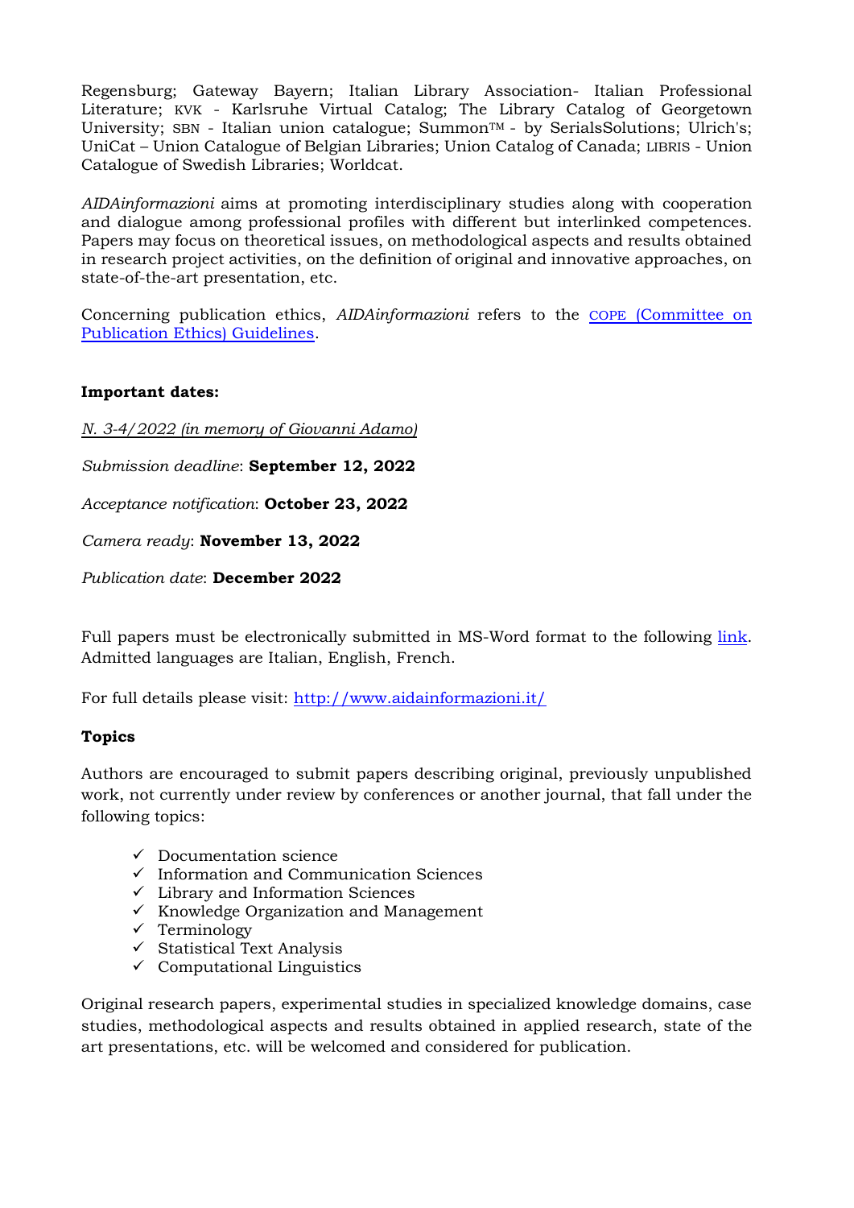Regensburg; Gateway Bayern; Italian Library Association- Italian Professional Literature; KVK - Karlsruhe Virtual Catalog; The Library Catalog of Georgetown University; SBN - Italian union catalogue; Summon™ - by SerialsSolutions; Ulrich's; UniCat – Union Catalogue of Belgian Libraries; Union Catalog of Canada; LIBRIS - Union Catalogue of Swedish Libraries; Worldcat.

*AIDAinformazioni* aims at promoting interdisciplinary studies along with cooperation and dialogue among professional profiles with different but interlinked competences. Papers may focus on theoretical issues, on methodological aspects and results obtained in research project activities, on the definition of original and innovative approaches, on state-of-the-art presentation, etc.

Concerning publication ethics, *AIDAinformazioni* refers to the [COPE (Committee on Publication Ethics) Guidelines](#).

**Important dates:**

*N. 3-4/2022 (in memory of Giovanni Adamo)*

*Submission deadline*: **September 12, 2022**

*Acceptance notification*: **October 23, 2022**

*Camera ready*: **November 13, 2022**

*Publication date*: **December 2022**

Full papers must be electronically submitted in MS-Word format to the following [link](#). Admitted languages are Italian, English, French.

For full details please visit: http://www.aidainformazioni.it/

**Topics**

Authors are encouraged to submit papers describing original, previously unpublished work, not currently under review by conferences or another journal, that fall under the following topics:

- ✓ Documentation science
- ✓ Information and Communication Sciences
- ✓ Library and Information Sciences
- ✓ Knowledge Organization and Management
- ✓ Terminology
- ✓ Statistical Text Analysis
- ✓ Computational Linguistics

Original research papers, experimental studies in specialized knowledge domains, case studies, methodological aspects and results obtained in applied research, state of the art presentations, etc. will be welcomed and considered for publication.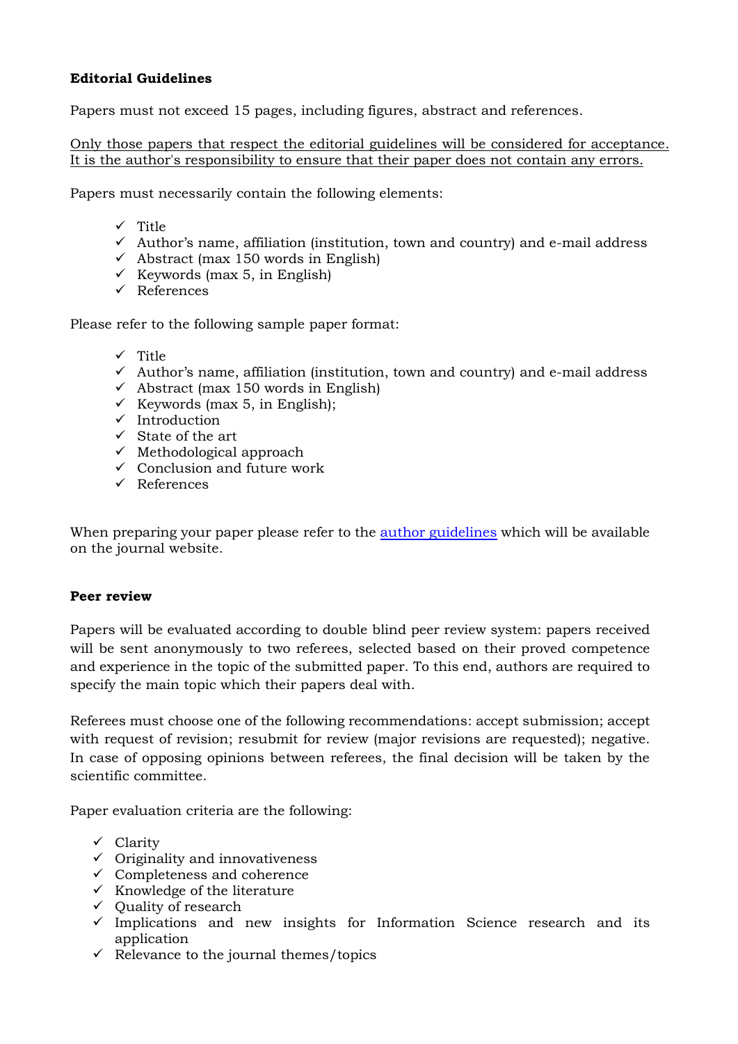**Editorial Guidelines**

Papers must not exceed 15 pages, including figures, abstract and references.

Only those papers that respect the editorial guidelines will be considered for acceptance. It is the author's responsibility to ensure that their paper does not contain any errors.

Papers must necessarily contain the following elements:

- ✓ Title
- ✓ Author's name, affiliation (institution, town and country) and e-mail address
- ✓ Abstract (max 150 words in English)
- ✓ Keywords (max 5, in English)
- ✓ References

Please refer to the following sample paper format:

- ✓ Title
- ✓ Author's name, affiliation (institution, town and country) and e-mail address
- ✓ Abstract (max 150 words in English)
- ✓ Keywords (max 5, in English);
- ✓ Introduction
- ✓ State of the art
- ✓ Methodological approach
- ✓ Conclusion and future work
- ✓ References

When preparing your paper please refer to the author guidelines which will be available on the journal website.

**Peer review**

Papers will be evaluated according to double blind peer review system: papers received will be sent anonymously to two referees, selected based on their proved competence and experience in the topic of the submitted paper. To this end, authors are required to specify the main topic which their papers deal with.

Referees must choose one of the following recommendations: accept submission; accept with request of revision; resubmit for review (major revisions are requested); negative. In case of opposing opinions between referees, the final decision will be taken by the scientific committee.

Paper evaluation criteria are the following:

- ✓ Clarity
- ✓ Originality and innovativeness
- ✓ Completeness and coherence
- ✓ Knowledge of the literature
- ✓ Quality of research
- ✓ Implications and new insights for Information Science research and its application
- ✓ Relevance to the journal themes/topics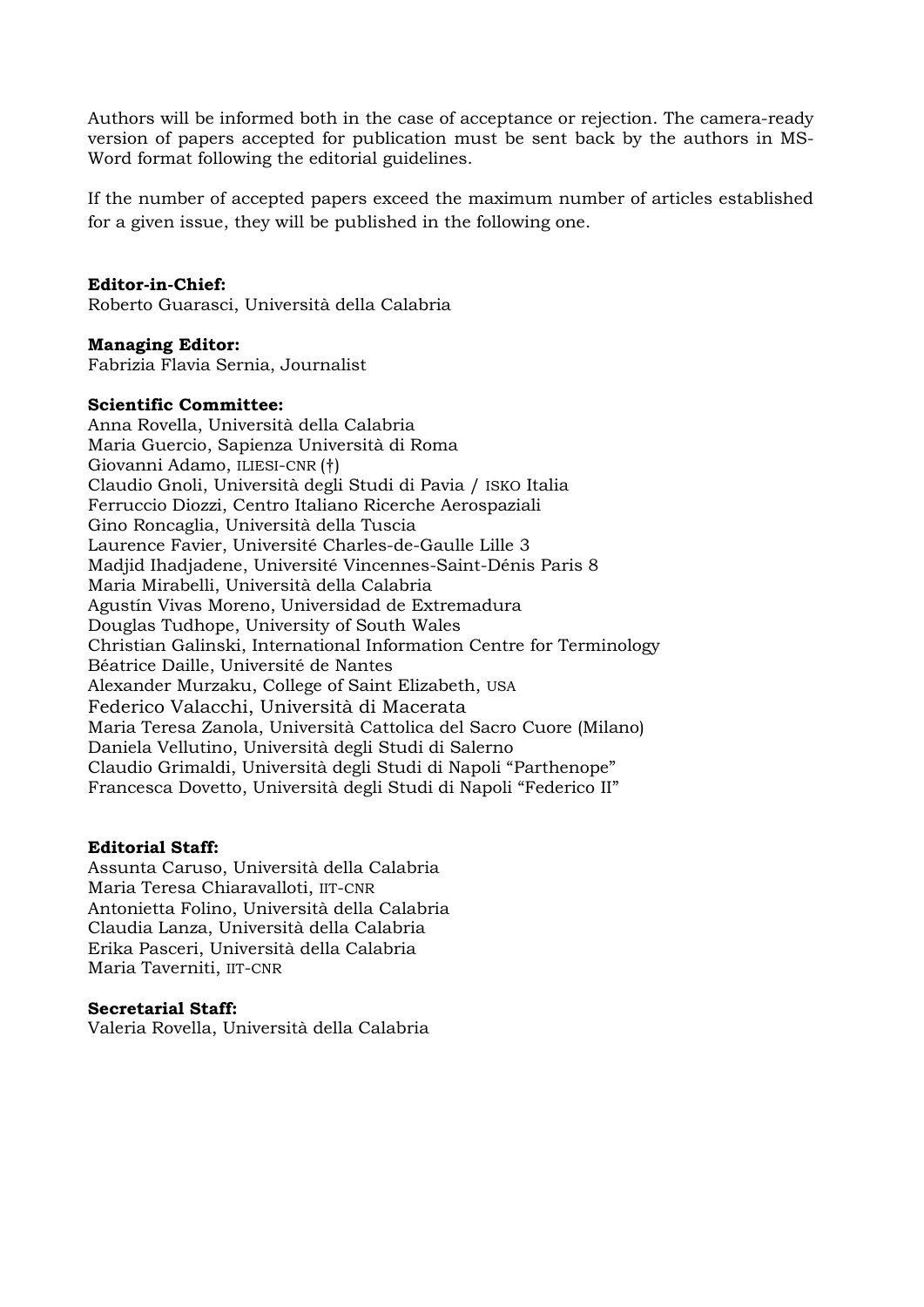Authors will be informed both in the case of acceptance or rejection. The camera-ready version of papers accepted for publication must be sent back by the authors in MS-Word format following the editorial guidelines.

If the number of accepted papers exceed the maximum number of articles established for a given issue, they will be published in the following one.

**Editor-in-Chief:**
Roberto Guarasci, Università della Calabria

**Managing Editor:**
Fabrizia Flavia Sernia, Journalist

**Scientific Committee:**
Anna Rovella, Università della Calabria
Maria Guercio, Sapienza Università di Roma
Giovanni Adamo, ILIESI-CNR (†)
Claudio Gnoli, Università degli Studi di Pavia / ISKO Italia
Ferruccio Diozzi, Centro Italiano Ricerche Aerospaziali
Gino Roncaglia, Università della Tuscia
Laurence Favier, Université Charles-de-Gaulle Lille 3
Madjid Ihadjadene, Université Vincennes-Saint-Dénis Paris 8
Maria Mirabelli, Università della Calabria
Agustín Vivas Moreno, Universidad de Extremadura
Douglas Tudhope, University of South Wales
Christian Galinski, International Information Centre for Terminology
Béatrice Daille, Université de Nantes
Alexander Murzaku, College of Saint Elizabeth, USA
Federico Valacchi, Università di Macerata
Maria Teresa Zanola, Università Cattolica del Sacro Cuore (Milano)
Daniela Vellutino, Università degli Studi di Salerno
Claudio Grimaldi, Università degli Studi di Napoli "Parthenope"
Francesca Dovetto, Università degli Studi di Napoli "Federico II"

**Editorial Staff:**
Assunta Caruso, Università della Calabria
Maria Teresa Chiaravalloti, IIT-CNR
Antonietta Folino, Università della Calabria
Claudia Lanza, Università della Calabria
Erika Pasceri, Università della Calabria
Maria Taverniti, IIT-CNR

**Secretarial Staff:**
Valeria Rovella, Università della Calabria